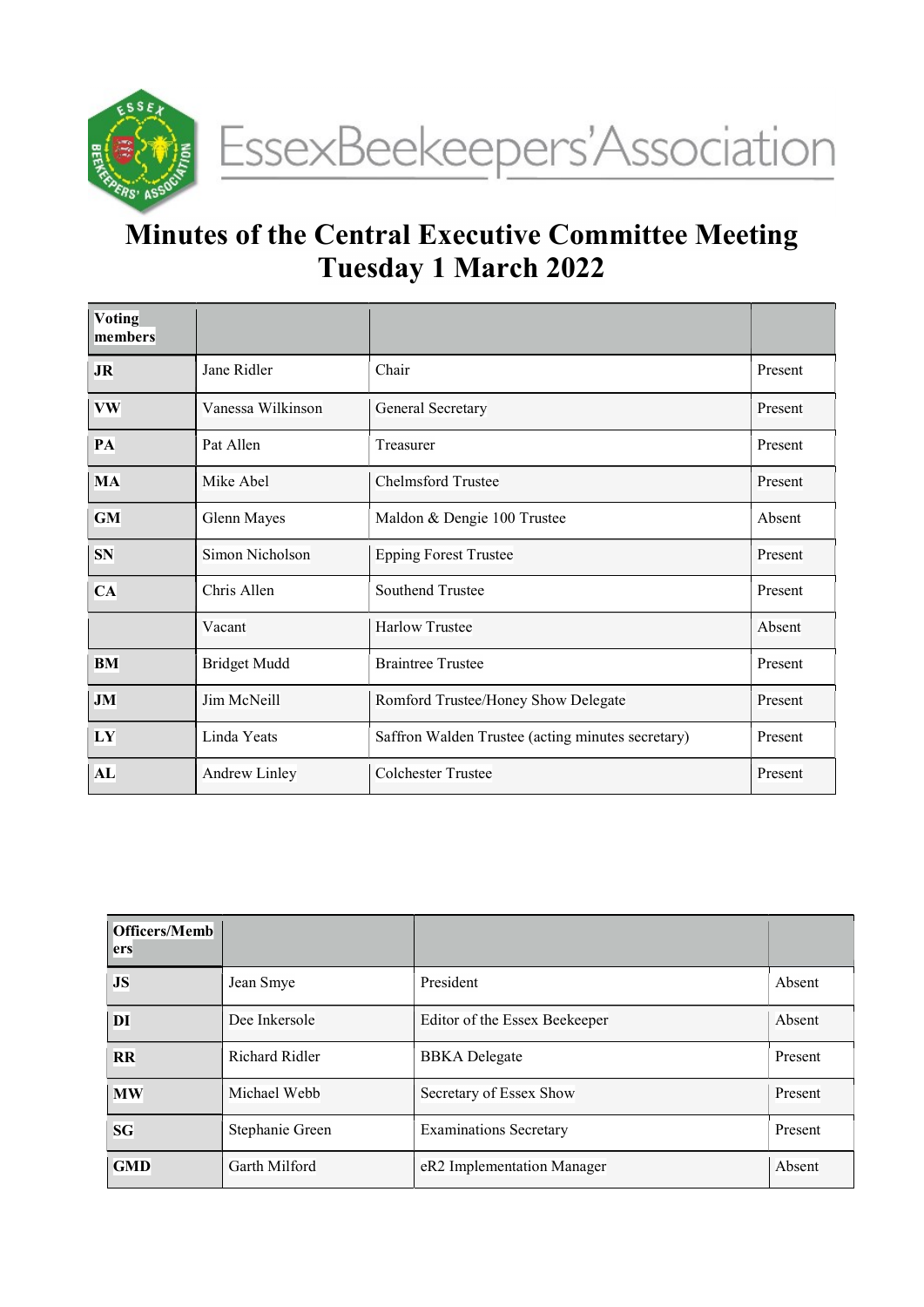# EssexBeekeepers'Association

# Minutes of the Central Executive Committee Meeting Tuesday 1 March 2022

| Voting members | | | |
|---|---|---|---|
| JR | Jane Ridler | Chair | Present |
| VW | Vanessa Wilkinson | General Secretary | Present |
| PA | Pat Allen | Treasurer | Present |
| MA | Mike Abel | Chelmsford Trustee | Present |
| GM | Glenn Mayes | Maldon & Dengie 100 Trustee | Absent |
| SN | Simon Nicholson | Epping Forest Trustee | Present |
| CA | Chris Allen | Southend Trustee | Present |
| | Vacant | Harlow Trustee | Absent |
| BM | Bridget Mudd | Braintree Trustee | Present |
| JM | Jim McNeill | Romford Trustee/Honey Show Delegate | Present |
| LY | Linda Yeats | Saffron Walden Trustee (acting minutes secretary) | Present |
| AL | Andrew Linley | Colchester Trustee | Present |

| Officers/Members | | | |
|---|---|---|---|
| JS | Jean Smye | President | Absent |
| DI | Dee Inkersole | Editor of the Essex Beekeeper | Absent |
| RR | Richard Ridler | BBKA Delegate | Present |
| MW | Michael Webb | Secretary of Essex Show | Present |
| SG | Stephanie Green | Examinations Secretary | Present |
| GMD | Garth Milford | eR2 Implementation Manager | Absent |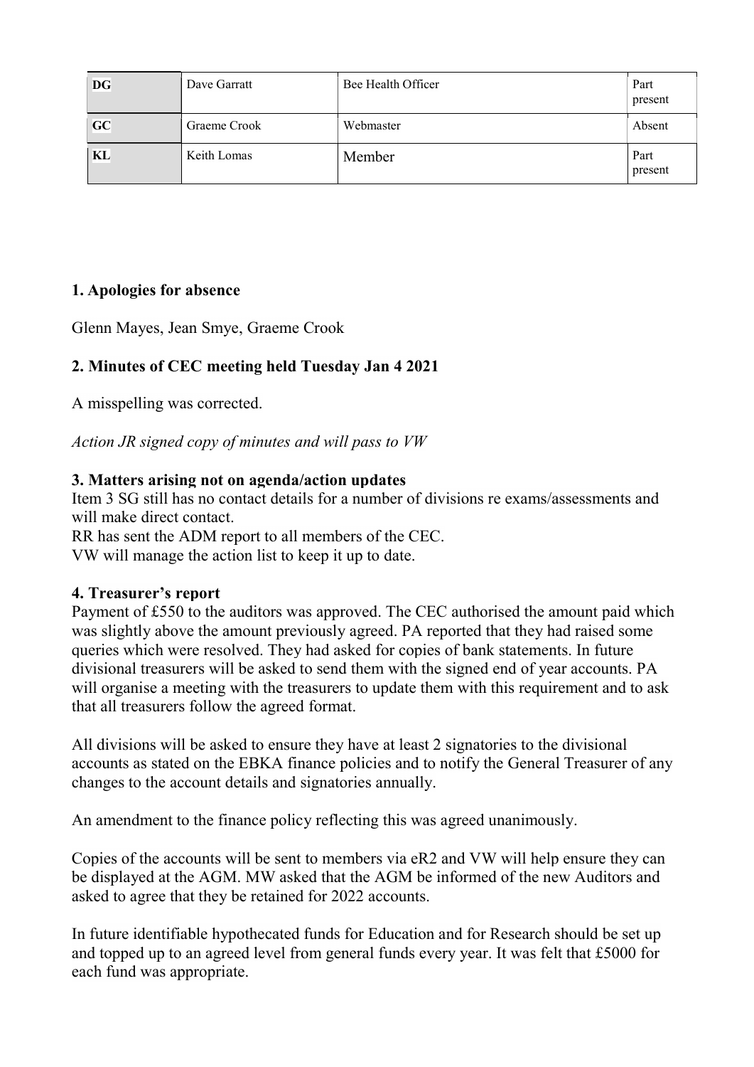| DG | Dave Garratt | Bee Health Officer | Part present |
|---|---|---|---|
| GC | Graeme Crook | Webmaster | Absent |
| KL | Keith Lomas | Member | Part present |

### 1. Apologies for absence

Glenn Mayes, Jean Smye, Graeme Crook

### 2. Minutes of CEC meeting held Tuesday Jan 4 2021

A misspelling was corrected.

*Action JR signed copy of minutes and will pass to VW*

### 3. Matters arising not on agenda/action updates

Item 3 SG still has no contact details for a number of divisions re exams/assessments and will make direct contact.
RR has sent the ADM report to all members of the CEC.
VW will manage the action list to keep it up to date.

### 4. Treasurer's report

Payment of £550 to the auditors was approved. The CEC authorised the amount paid which was slightly above the amount previously agreed. PA reported that they had raised some queries which were resolved. They had asked for copies of bank statements. In future divisional treasurers will be asked to send them with the signed end of year accounts. PA will organise a meeting with the treasurers to update them with this requirement and to ask that all treasurers follow the agreed format.

All divisions will be asked to ensure they have at least 2 signatories to the divisional accounts as stated on the EBKA finance policies and to notify the General Treasurer of any changes to the account details and signatories annually.

An amendment to the finance policy reflecting this was agreed unanimously.

Copies of the accounts will be sent to members via eR2 and VW will help ensure they can be displayed at the AGM. MW asked that the AGM be informed of the new Auditors and asked to agree that they be retained for 2022 accounts.

In future identifiable hypothecated funds for Education and for Research should be set up and topped up to an agreed level from general funds every year. It was felt that £5000 for each fund was appropriate.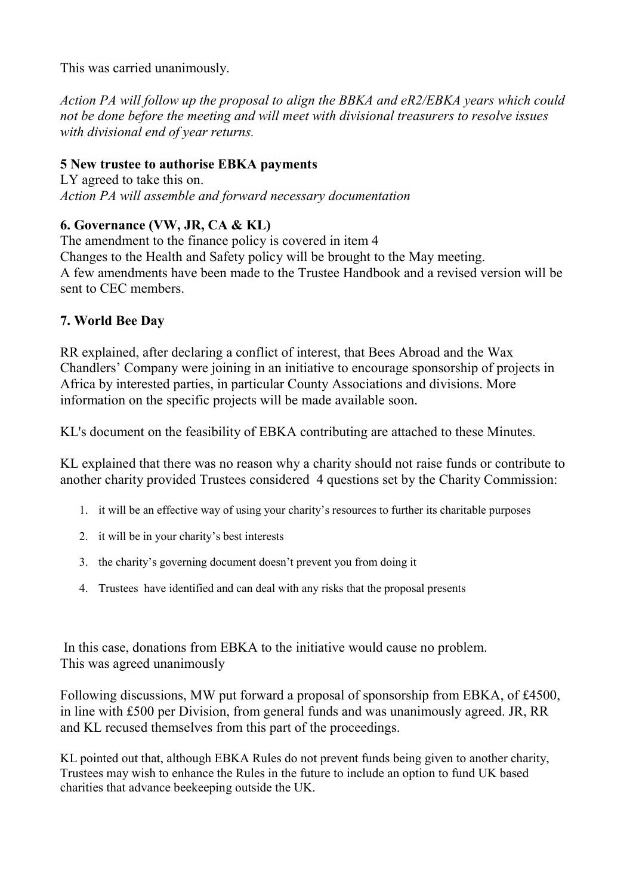This was carried unanimously.

*Action PA will follow up the proposal to align the BBKA and eR2/EBKA years which could not be done before the meeting and will meet with divisional treasurers to resolve issues with divisional end of year returns.*

**5 New trustee to authorise EBKA payments**

LY agreed to take this on.

*Action PA will assemble and forward necessary documentation*

**6. Governance (VW, JR, CA & KL)**

The amendment to the finance policy is covered in item 4

Changes to the Health and Safety policy will be brought to the May meeting.

A few amendments have been made to the Trustee Handbook and a revised version will be sent to CEC members.

**7. World Bee Day**

RR explained, after declaring a conflict of interest, that Bees Abroad and the Wax Chandlers' Company were joining in an initiative to encourage sponsorship of projects in Africa by interested parties, in particular County Associations and divisions. More information on the specific projects will be made available soon.

KL's document on the feasibility of EBKA contributing are attached to these Minutes.

KL explained that there was no reason why a charity should not raise funds or contribute to another charity provided Trustees considered 4 questions set by the Charity Commission:

1. it will be an effective way of using your charity's resources to further its charitable purposes
2. it will be in your charity's best interests
3. the charity's governing document doesn't prevent you from doing it
4. Trustees have identified and can deal with any risks that the proposal presents

In this case, donations from EBKA to the initiative would cause no problem.
This was agreed unanimously

Following discussions, MW put forward a proposal of sponsorship from EBKA, of £4500, in line with £500 per Division, from general funds and was unanimously agreed. JR, RR and KL recused themselves from this part of the proceedings.

KL pointed out that, although EBKA Rules do not prevent funds being given to another charity, Trustees may wish to enhance the Rules in the future to include an option to fund UK based charities that advance beekeeping outside the UK.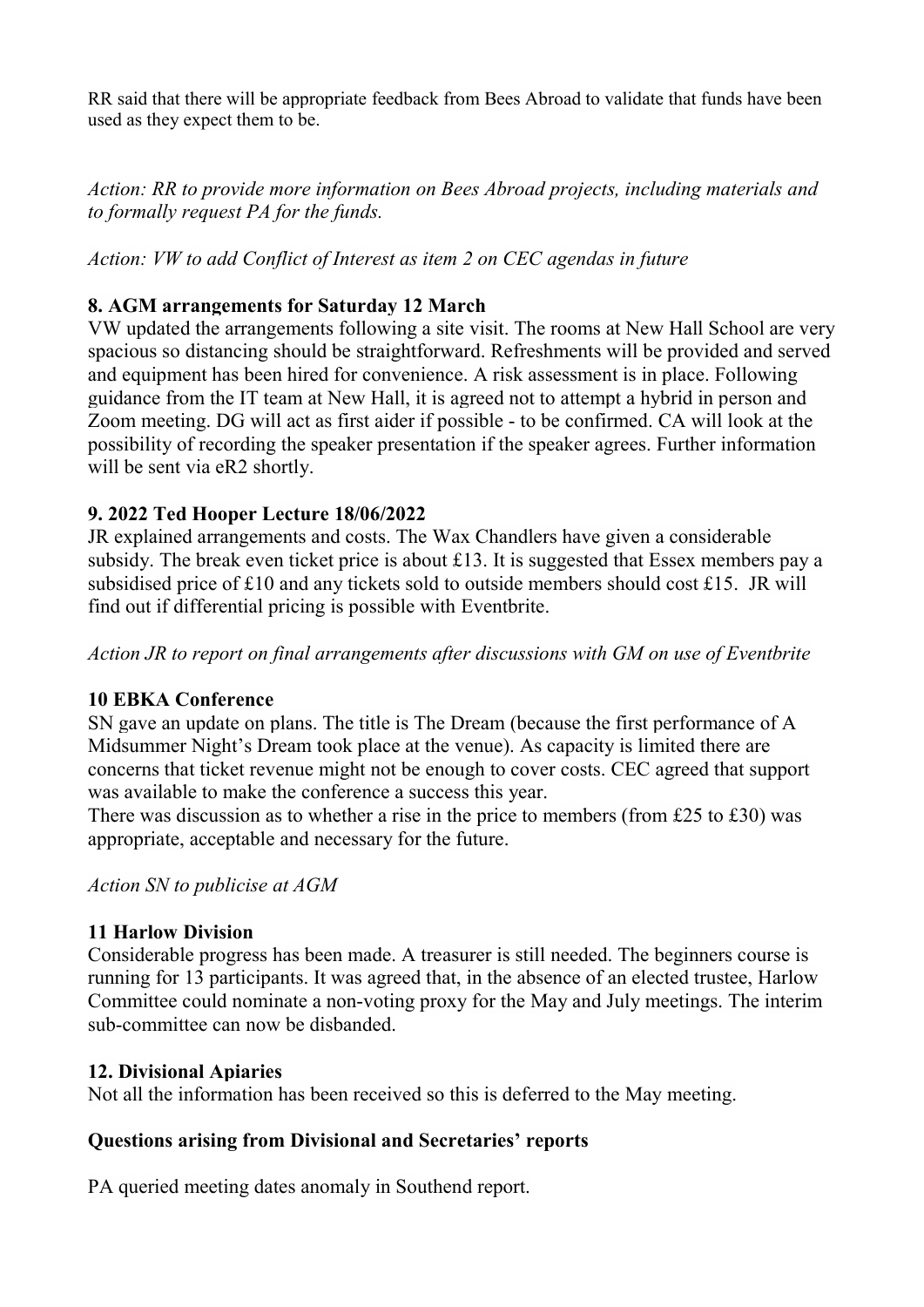RR said that there will be appropriate feedback from Bees Abroad to validate that funds have been used as they expect them to be.

*Action: RR to provide more information on Bees Abroad projects, including materials and to formally request PA for the funds.*

*Action: VW to add Conflict of Interest as item 2 on CEC agendas in future*

### 8. AGM arrangements for Saturday 12 March

VW updated the arrangements following a site visit. The rooms at New Hall School are very spacious so distancing should be straightforward. Refreshments will be provided and served and equipment has been hired for convenience. A risk assessment is in place. Following guidance from the IT team at New Hall, it is agreed not to attempt a hybrid in person and Zoom meeting. DG will act as first aider if possible - to be confirmed. CA will look at the possibility of recording the speaker presentation if the speaker agrees. Further information will be sent via eR2 shortly.

### 9. 2022 Ted Hooper Lecture 18/06/2022

JR explained arrangements and costs. The Wax Chandlers have given a considerable subsidy. The break even ticket price is about £13. It is suggested that Essex members pay a subsidised price of £10 and any tickets sold to outside members should cost £15. JR will find out if differential pricing is possible with Eventbrite.

*Action JR to report on final arrangements after discussions with GM on use of Eventbrite*

### 10 EBKA Conference

SN gave an update on plans. The title is The Dream (because the first performance of A Midsummer Night's Dream took place at the venue). As capacity is limited there are concerns that ticket revenue might not be enough to cover costs. CEC agreed that support was available to make the conference a success this year.

There was discussion as to whether a rise in the price to members (from £25 to £30) was appropriate, acceptable and necessary for the future.

*Action SN to publicise at AGM*

### 11 Harlow Division

Considerable progress has been made. A treasurer is still needed. The beginners course is running for 13 participants. It was agreed that, in the absence of an elected trustee, Harlow Committee could nominate a non-voting proxy for the May and July meetings. The interim sub-committee can now be disbanded.

### 12. Divisional Apiaries

Not all the information has been received so this is deferred to the May meeting.

### Questions arising from Divisional and Secretaries' reports

PA queried meeting dates anomaly in Southend report.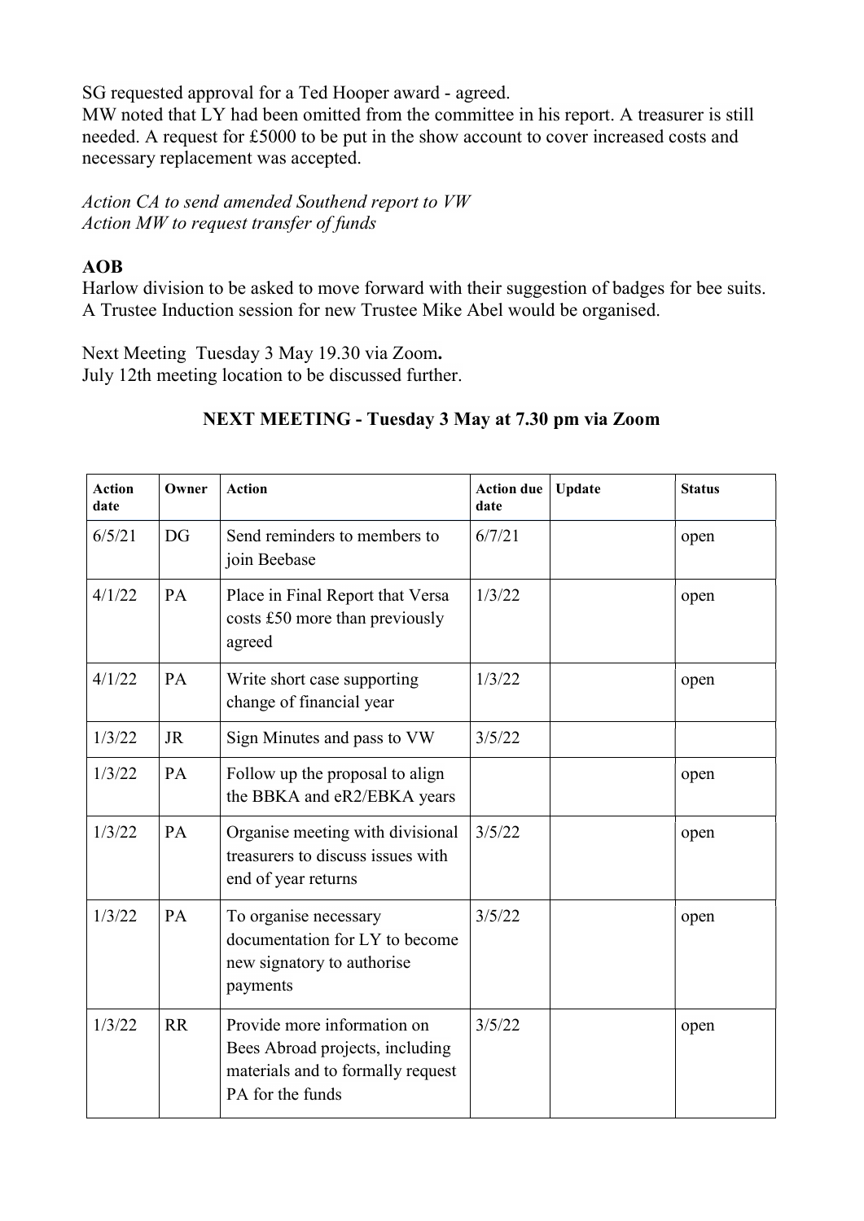SG requested approval for a Ted Hooper award - agreed.
MW noted that LY had been omitted from the committee in his report. A treasurer is still needed. A request for £5000 to be put in the show account to cover increased costs and necessary replacement was accepted.

*Action CA to send amended Southend report to VW*
*Action MW to request transfer of funds*

**AOB**
Harlow division to be asked to move forward with their suggestion of badges for bee suits.
A Trustee Induction session for new Trustee Mike Abel would be organised.

Next Meeting Tuesday 3 May 19.30 via Zoom**.**
July 12th meeting location to be discussed further.

**NEXT MEETING - Tuesday 3 May at 7.30 pm via Zoom**

| Action date | Owner | Action | Action due date | Update | Status |
|---|---|---|---|---|---|
| 6/5/21 | DG | Send reminders to members to join Beebase | 6/7/21 | | open |
| 4/1/22 | PA | Place in Final Report that Versa costs £50 more than previously agreed | 1/3/22 | | open |
| 4/1/22 | PA | Write short case supporting change of financial year | 1/3/22 | | open |
| 1/3/22 | JR | Sign Minutes and pass to VW | 3/5/22 | | |
| 1/3/22 | PA | Follow up the proposal to align the BBKA and eR2/EBKA years | | | open |
| 1/3/22 | PA | Organise meeting with divisional treasurers to discuss issues with end of year returns | 3/5/22 | | open |
| 1/3/22 | PA | To organise necessary documentation for LY to become new signatory to authorise payments | 3/5/22 | | open |
| 1/3/22 | RR | Provide more information on Bees Abroad projects, including materials and to formally request PA for the funds | 3/5/22 | | open |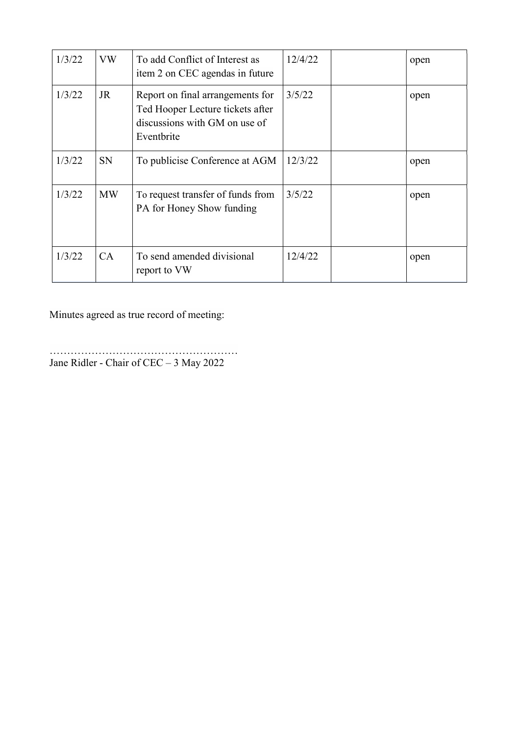| | | | | | |
|---|---|---|---|---|---|
| 1/3/22 | VW | To add Conflict of Interest as item 2 on CEC agendas in future | 12/4/22 | | open |
| 1/3/22 | JR | Report on final arrangements for Ted Hooper Lecture tickets after discussions with GM on use of Eventbrite | 3/5/22 | | open |
| 1/3/22 | SN | To publicise Conference at AGM | 12/3/22 | | open |
| 1/3/22 | MW | To request transfer of funds from PA for Honey Show funding | 3/5/22 | | open |
| 1/3/22 | CA | To send amended divisional report to VW | 12/4/22 | | open |

Minutes agreed as true record of meeting:

………………………………………………

Jane Ridler - Chair of CEC – 3 May 2022